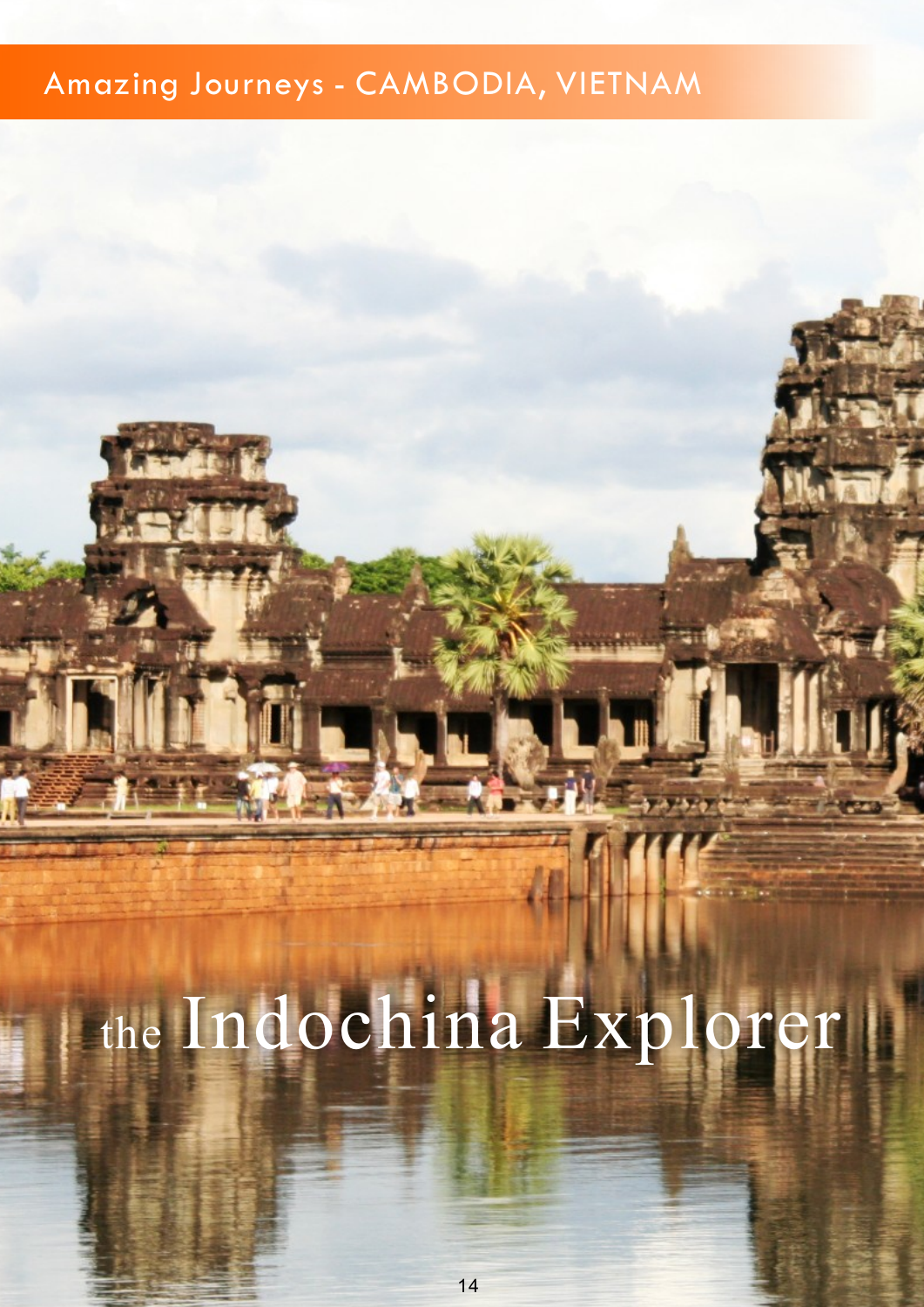Amazing Journeys - CAMBODIA, VIETNAM

# the Indochina Explorer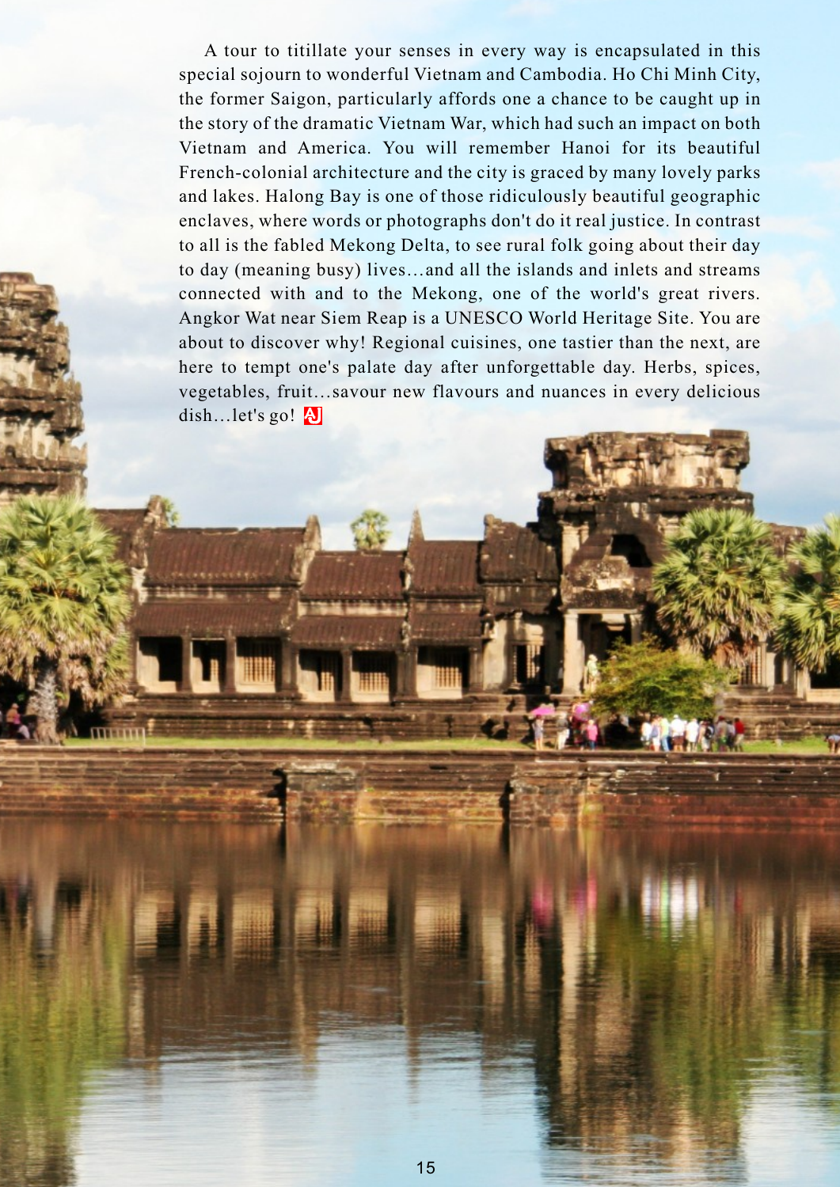A tour to titillate your senses in every way is encapsulated in this special sojourn to wonderful Vietnam and Cambodia. Ho Chi Minh City, the former Saigon, particularly affords one a chance to be caught up in the story of the dramatic Vietnam War, which had such an impact on both Vietnam and America. You will remember Hanoi for its beautiful French-colonial architecture and the city is graced by many lovely parks and lakes. Halong Bay is one of those ridiculously beautiful geographic enclaves, where words or photographs don't do it real justice. In contrast to all is the fabled Mekong Delta, to see rural folk going about their day to day (meaning busy) lives…and all the islands and inlets and streams connected with and to the Mekong, one of the world's great rivers. Angkor Wat near Siem Reap is a UNESCO World Heritage Site. You are about to discover why! Regional cuisines, one tastier than the next, are here to tempt one's palate day after unforgettable day. Herbs, spices, vegetables, fruit…savour new flavours and nuances in every delicious dish…let's go!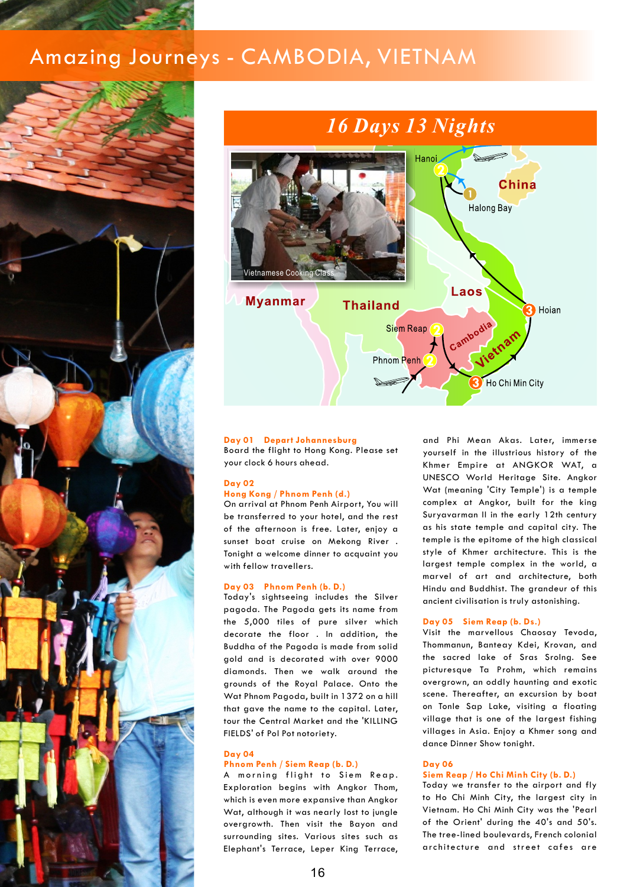# Amazing Journeys - CAMBODIA, VIETNAM

## 16 Days 13 Nights

Vietnamese Cooking Class

Hanoi, China, Halong Bay, Laos, Myanmar, Thailand, Hoian, Siem Reap, Cambodia, Phnom Penh, Vietnam, Ho Chi Min City

**Day 01 Depart Johannesburg**
Board the flight to Hong Kong. Please set your clock 6 hours ahead.

**Day 02**
**Hong Kong / Phnom Penh (d.)**
On arrival at Phnom Penh Airport, You will be transferred to your hotel, and the rest of the afternoon is free. Later, enjoy a sunset boat cruise on Mekong River . Tonight a welcome dinner to acquaint you with fellow travellers.

**Day 03 Phnom Penh (b. D.)**
Today's sightseeing includes the Silver pagoda. The Pagoda gets its name from the 5,000 tiles of pure silver which decorate the floor . In addition, the Buddha of the Pagoda is made from solid gold and is decorated with over 9000 diamonds. Then we walk around the grounds of the Royal Palace. Onto the Wat Phnom Pagoda, built in 1372 on a hill that gave the name to the capital. Later, tour the Central Market and the 'KILLING FIELDS' of Pol Pot notoriety.

**Day 04**
**Phnom Penh / Siem Reap (b. D.)**
A morning flight to Siem Reap. Exploration begins with Angkor Thom, which is even more expansive than Angkor Wat, although it was nearly lost to jungle overgrowth. Then visit the Bayon and surrounding sites. Various sites such as Elephant's Terrace, Leper King Terrace, and Phi Mean Akas. Later, immerse yourself in the illustrious history of the Khmer Empire at ANGKOR WAT, a UNESCO World Heritage Site. Angkor Wat (meaning 'City Temple') is a temple complex at Angkor, built for the king Suryavarman II in the early 12th century as his state temple and capital city. The temple is the epitome of the high classical style of Khmer architecture. This is the largest temple complex in the world, a marvel of art and architecture, both Hindu and Buddhist. The grandeur of this ancient civilisation is truly astonishing.

**Day 05 Siem Reap (b. Ds.)**
Visit the marvellous Chaosay Tevoda, Thommanun, Banteay Kdei, Krovan, and the sacred lake of Sras Srolng. See picturesque Ta Prohm, which remains overgrown, an oddly haunting and exotic scene. Thereafter, an excursion by boat on Tonle Sap Lake, visiting a floating village that is one of the largest fishing villages in Asia. Enjoy a Khmer song and dance Dinner Show tonight.

**Day 06**
**Siem Reap / Ho Chi Minh City (b. D.)**
Today we transfer to the airport and fly to Ho Chi Minh City, the largest city in Vietnam. Ho Chi Minh City was the 'Pearl of the Orient' during the 40's and 50's. The tree-lined boulevards, French colonial architecture and street cafes are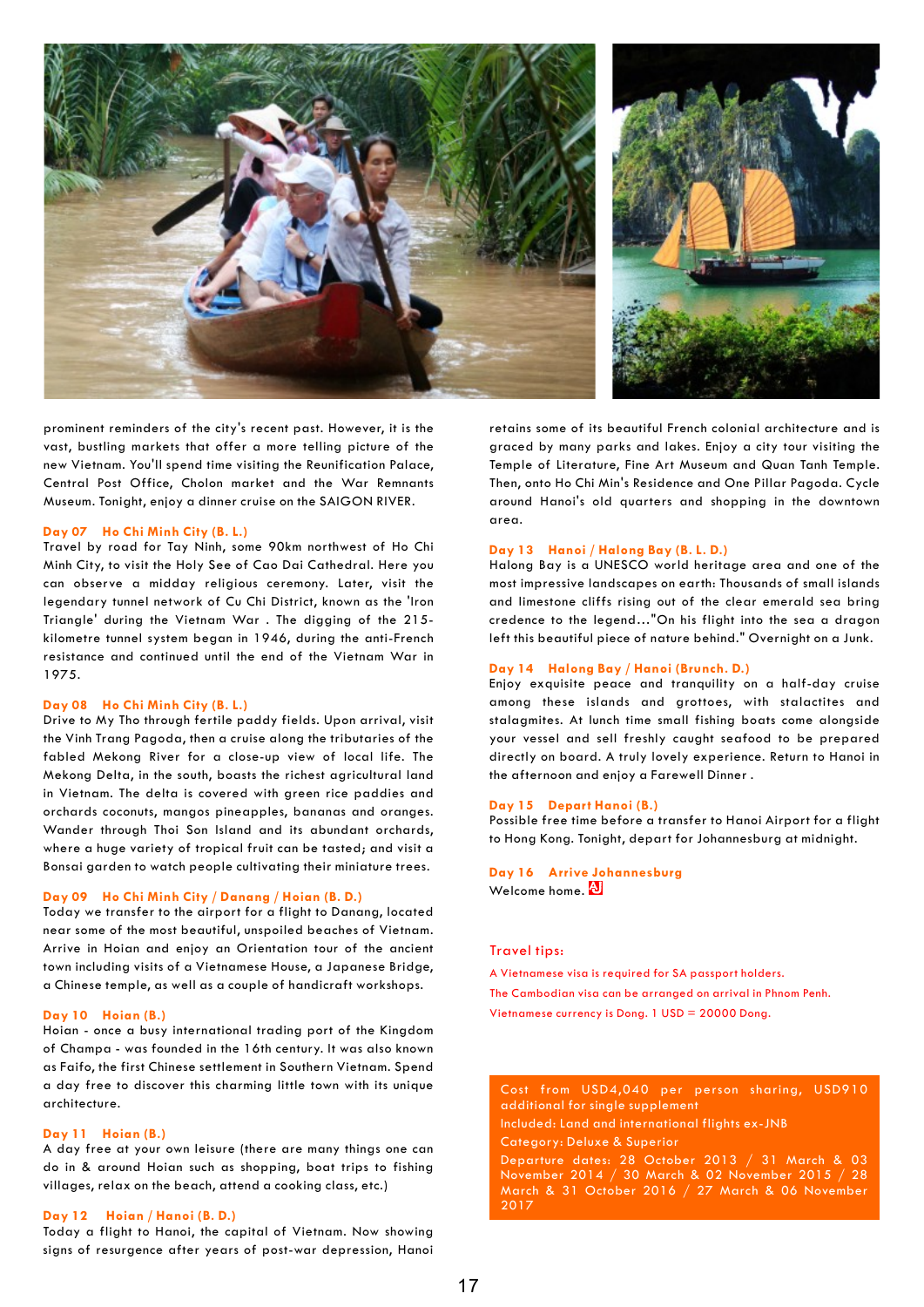prominent reminders of the city's recent past. However, it is the vast, bustling markets that offer a more telling picture of the new Vietnam. You'll spend time visiting the Reunification Palace, Central Post Office, Cholon market and the War Remnants Museum. Tonight, enjoy a dinner cruise on the SAIGON RIVER.

**Day 07 Ho Chi Minh City (B. L.)**

Travel by road for Tay Ninh, some 90km northwest of Ho Chi Minh City, to visit the Holy See of Cao Dai Cathedral. Here you can observe a midday religious ceremony. Later, visit the legendary tunnel network of Cu Chi District, known as the 'Iron Triangle' during the Vietnam War . The digging of the 215-kilometre tunnel system began in 1946, during the anti-French resistance and continued until the end of the Vietnam War in 1975.

**Day 08 Ho Chi Minh City (B. L.)**

Drive to My Tho through fertile paddy fields. Upon arrival, visit the Vinh Trang Pagoda, then a cruise along the tributaries of the fabled Mekong River for a close-up view of local life. The Mekong Delta, in the south, boasts the richest agricultural land in Vietnam. The delta is covered with green rice paddies and orchards coconuts, mangos pineapples, bananas and oranges. Wander through Thoi Son Island and its abundant orchards, where a huge variety of tropical fruit can be tasted; and visit a Bonsai garden to watch people cultivating their miniature trees.

**Day 09 Ho Chi Minh City / Danang / Hoian (B. D.)**

Today we transfer to the airport for a flight to Danang, located near some of the most beautiful, unspoiled beaches of Vietnam. Arrive in Hoian and enjoy an Orientation tour of the ancient town including visits of a Vietnamese House, a Japanese Bridge, a Chinese temple, as well as a couple of handicraft workshops.

**Day 10 Hoian (B.)**

Hoian - once a busy international trading port of the Kingdom of Champa - was founded in the 16th century. It was also known as Faifo, the first Chinese settlement in Southern Vietnam. Spend a day free to discover this charming little town with its unique architecture.

**Day 11 Hoian (B.)**

A day free at your own leisure (there are many things one can do in & around Hoian such as shopping, boat trips to fishing villages, relax on the beach, attend a cooking class, etc.)

**Day 12 Hoian / Hanoi (B. D.)**

Today a flight to Hanoi, the capital of Vietnam. Now showing signs of resurgence after years of post-war depression, Hanoi retains some of its beautiful French colonial architecture and is graced by many parks and lakes. Enjoy a city tour visiting the Temple of Literature, Fine Art Museum and Quan Tanh Temple. Then, onto Ho Chi Min's Residence and One Pillar Pagoda. Cycle around Hanoi's old quarters and shopping in the downtown area.

**Day 13 Hanoi / Halong Bay (B. L. D.)**

Halong Bay is a UNESCO world heritage area and one of the most impressive landscapes on earth: Thousands of small islands and limestone cliffs rising out of the clear emerald sea bring credence to the legend…"On his flight into the sea a dragon left this beautiful piece of nature behind." Overnight on a Junk.

**Day 14 Halong Bay / Hanoi (Brunch. D.)**

Enjoy exquisite peace and tranquility on a half-day cruise among these islands and grottoes, with stalactites and stalagmites. At lunch time small fishing boats come alongside your vessel and sell freshly caught seafood to be prepared directly on board. A truly lovely experience. Return to Hanoi in the afternoon and enjoy a Farewell Dinner .

**Day 15 Depart Hanoi (B.)**

Possible free time before a transfer to Hanoi Airport for a flight to Hong Kong. Tonight, depart for Johannesburg at midnight.

**Day 16 Arrive Johannesburg**

Welcome home.

## Travel tips:

A Vietnamese visa is required for SA passport holders.

The Cambodian visa can be arranged on arrival in Phnom Penh.

Vietnamese currency is Dong. 1 USD = 20000 Dong.

Cost from USD4,040 per person sharing, USD910 additional for single supplement

Included: Land and international flights ex-JNB

Category: Deluxe & Superior

Departure dates: 28 October 2013 / 31 March & 03 November 2014 / 30 March & 02 November 2015 / 28 March & 31 October 2016 / 27 March & 06 November 2017